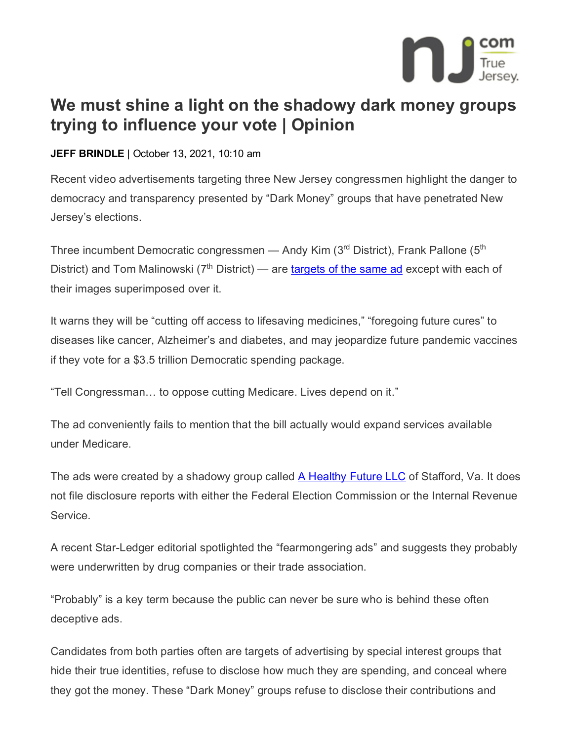# We must shine a light on the shadowy dark money groups trying to influence your vote | Opinion

**JEFF BRINDLE** | October 13, 2021, 10:10 am

Recent video advertisements targeting three New Jersey congressmen highlight the danger to democracy and transparency presented by "Dark Money" groups that have penetrated New Jersey's elections.

Three incumbent Democratic congressmen — Andy Kim (3rd District), Frank Pallone (5th District) and Tom Malinowski (7th District) — are [targets of the same ad](#) except with each of their images superimposed over it.

It warns they will be "cutting off access to lifesaving medicines," "foregoing future cures" to diseases like cancer, Alzheimer's and diabetes, and may jeopardize future pandemic vaccines if they vote for a $3.5 trillion Democratic spending package.

"Tell Congressman… to oppose cutting Medicare. Lives depend on it."

The ad conveniently fails to mention that the bill actually would expand services available under Medicare.

The ads were created by a shadowy group called [A Healthy Future LLC](#) of Stafford, Va. It does not file disclosure reports with either the Federal Election Commission or the Internal Revenue Service.

A recent Star-Ledger editorial spotlighted the "fearmongering ads" and suggests they probably were underwritten by drug companies or their trade association.

"Probably" is a key term because the public can never be sure who is behind these often deceptive ads.

Candidates from both parties often are targets of advertising by special interest groups that hide their true identities, refuse to disclose how much they are spending, and conceal where they got the money. These "Dark Money" groups refuse to disclose their contributions and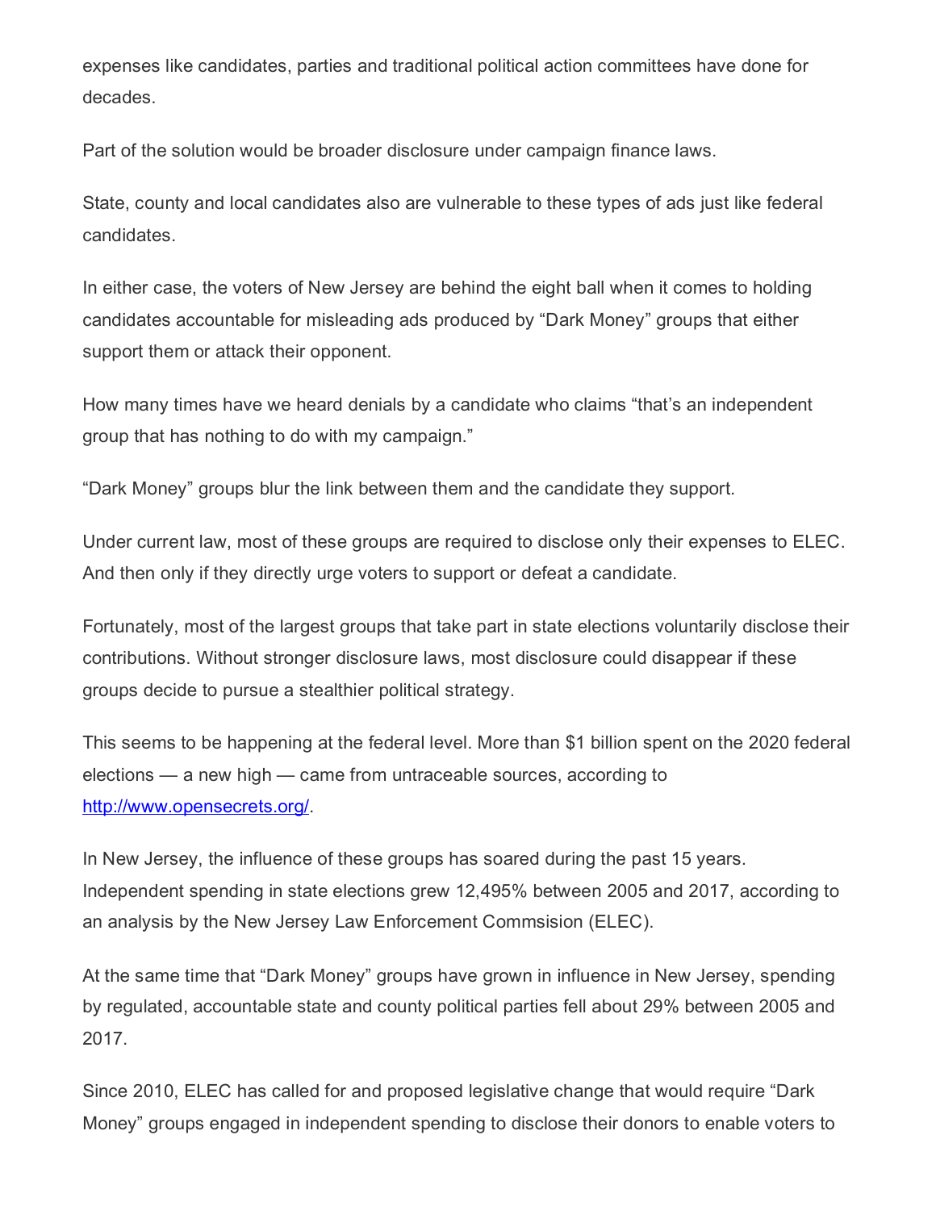expenses like candidates, parties and traditional political action committees have done for decades.

Part of the solution would be broader disclosure under campaign finance laws.

State, county and local candidates also are vulnerable to these types of ads just like federal candidates.

In either case, the voters of New Jersey are behind the eight ball when it comes to holding candidates accountable for misleading ads produced by "Dark Money" groups that either support them or attack their opponent.

How many times have we heard denials by a candidate who claims "that's an independent group that has nothing to do with my campaign."

"Dark Money" groups blur the link between them and the candidate they support.

Under current law, most of these groups are required to disclose only their expenses to ELEC. And then only if they directly urge voters to support or defeat a candidate.

Fortunately, most of the largest groups that take part in state elections voluntarily disclose their contributions. Without stronger disclosure laws, most disclosure could disappear if these groups decide to pursue a stealthier political strategy.

This seems to be happening at the federal level. More than $1 billion spent on the 2020 federal elections — a new high — came from untraceable sources, according to [http://www.opensecrets.org/](http://www.opensecrets.org/).

In New Jersey, the influence of these groups has soared during the past 15 years. Independent spending in state elections grew 12,495% between 2005 and 2017, according to an analysis by the New Jersey Law Enforcement Commsision (ELEC).

At the same time that "Dark Money" groups have grown in influence in New Jersey, spending by regulated, accountable state and county political parties fell about 29% between 2005 and 2017.

Since 2010, ELEC has called for and proposed legislative change that would require "Dark Money" groups engaged in independent spending to disclose their donors to enable voters to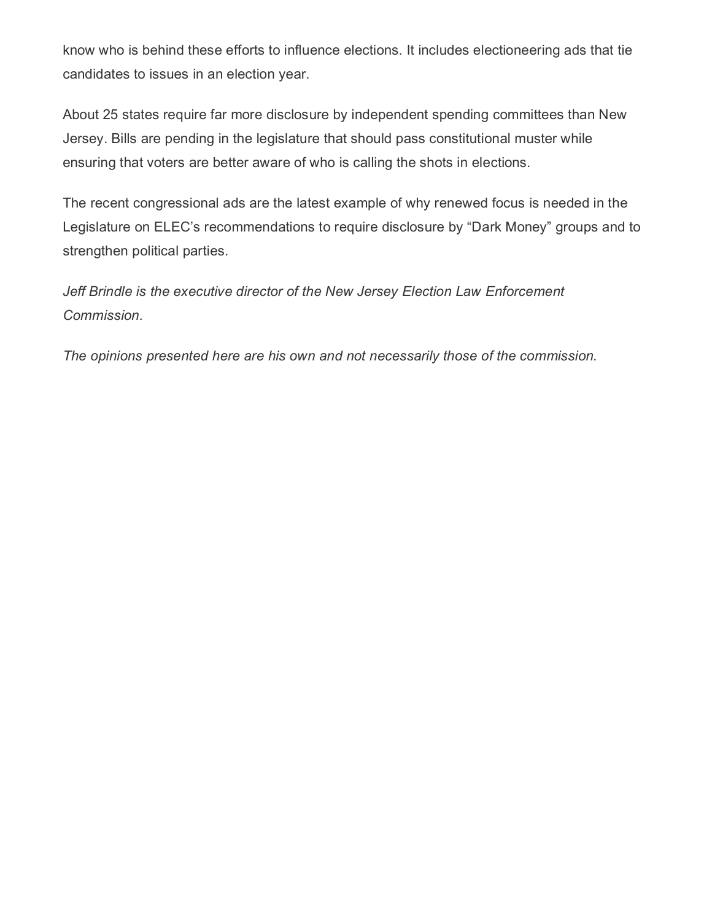know who is behind these efforts to influence elections. It includes electioneering ads that tie candidates to issues in an election year.

About 25 states require far more disclosure by independent spending committees than New Jersey. Bills are pending in the legislature that should pass constitutional muster while ensuring that voters are better aware of who is calling the shots in elections.

The recent congressional ads are the latest example of why renewed focus is needed in the Legislature on ELEC's recommendations to require disclosure by "Dark Money" groups and to strengthen political parties.

*Jeff Brindle is the executive director of the New Jersey Election Law Enforcement Commission.*

*The opinions presented here are his own and not necessarily those of the commission.*